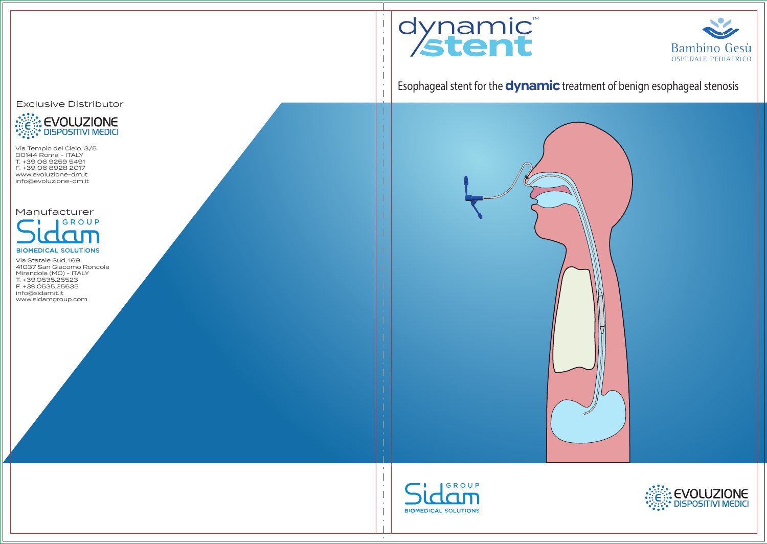# dynamic™ stent

Bambino Gesù
OSPEDALE PEDIATRICO

## Esophageal stent for the **dynamic** treatment of benign esophageal stenosis

Sidam GROUP
BIOMEDICAL SOLUTIONS

EVOLUZIONE
DISPOSITIVI MEDICI

---

Exclusive Distributor

EVOLUZIONE
DISPOSITIVI MEDICI

Via Tempio del Cielo, 3/5
00144 Roma - ITALY
T. +39 06 9259 5491
F. +39 06 8928 2017
www.evoluzione-dm.it
info@evoluzione-dm.it

Manufacturer

Sidam GROUP
BIOMEDICAL SOLUTIONS

Via Statale Sud, 169
41037 San Giacomo Roncole
Mirandola (MO) - ITALY
T. +39.0535.25523
F. +39.0535.25635
info@sidamit.it
www.sidamgroup.com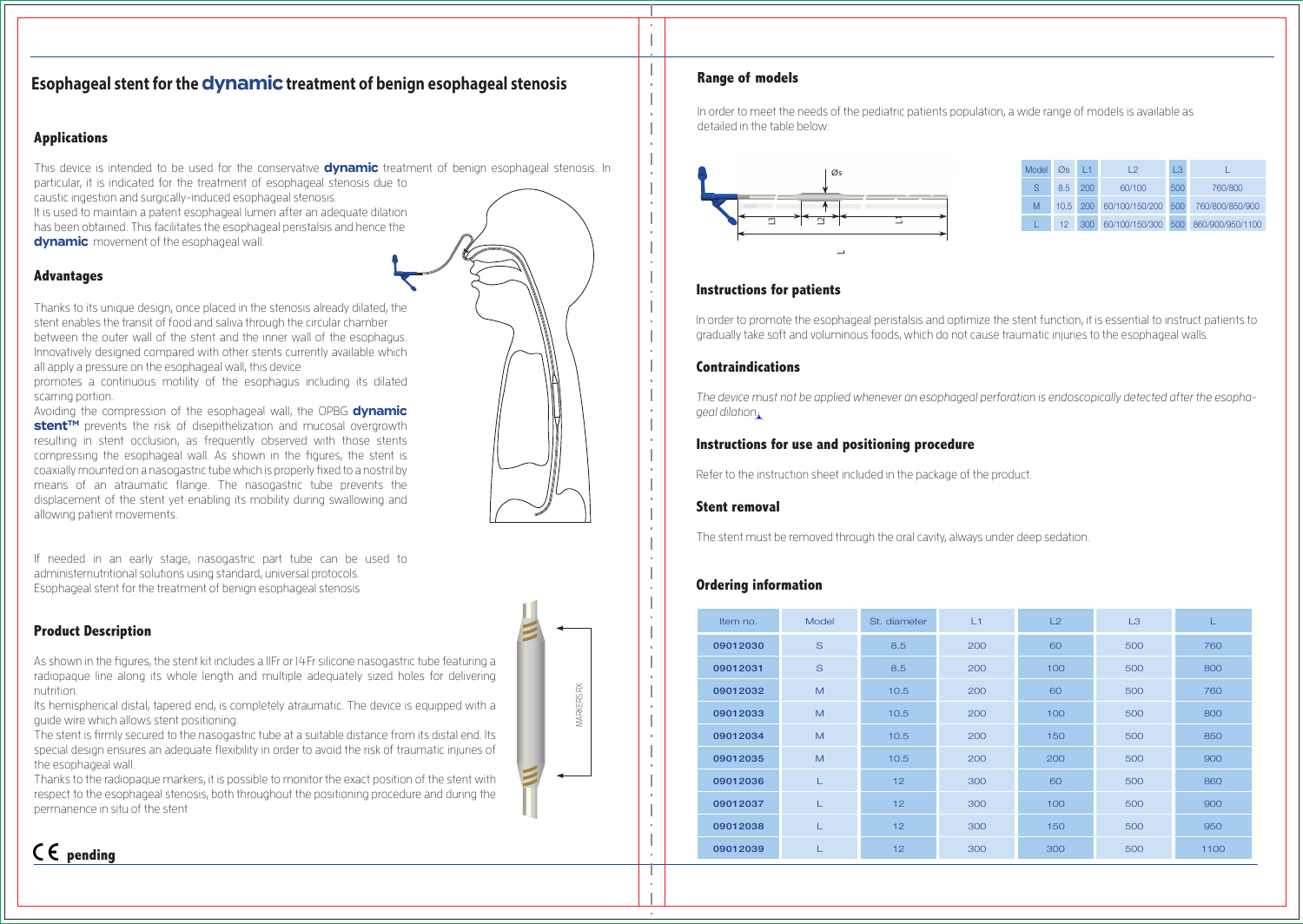# Esophageal stent for the **dynamic** treatment of benign esophageal stenosis

## Applications

This device is intended to be used for the conservative **dynamic** treatment of benign esophageal stenosis. In particular, it is indicated for the treatment of esophageal stenosis due to caustic ingestion and surgically-induced esophageal stenosis.
It is used to maintain a patent esophageal lumen after an adequate dilation has been obtained. This facilitates the esophageal peristalsis and hence the **dynamic** movement of the esophageal wall.

## Advantages

Thanks to its unique design, once placed in the stenosis already dilated, the stent enables the transit of food and saliva through the circular chamber between the outer wall of the stent and the inner wall of the esophagus. Innovatively designed compared with other stents currently available which all apply a pressure on the esophageal wall, this device promotes a continuous motility of the esophagus including its dilated scarring portion.
Avoiding the compression of the esophageal wall, the OPBG **dynamic stent™** prevents the risk of disepithelization and mucosal overgrowth resulting in stent occlusion, as frequently observed with those stents compressing the esophageal wall. As shown in the figures, the stent is coaxially mounted on a nasogastric tube which is properly fixed to a nostril by means of an atraumatic flange. The nasogastric tube prevents the displacement of the stent yet enabling its mobility during swallowing and allowing patient movements.

If needed in an early stage, nasogastric part tube can be used to administernutritional solutions using standard, universal protocols.
Esophageal stent for the treatment of benign esophageal stenosis

## Product Description

As shown in the figures, the stent kit includes a 11Fr or 14Fr silicone nasogastric tube featuring a radiopaque line along its whole length and multiple adequately sized holes for delivering nutrition.
Its hemispherical distal, tapered end, is completely atraumatic. The device is equipped with a guide wire which allows stent positioning.
The stent is firmly secured to the nasogastric tube at a suitable distance from its distal end. Its special design ensures an adequate flexibility in order to avoid the risk of traumatic injuries of the esophageal wall.
Thanks to the radiopaque markers, it is possible to monitor the exact position of the stent with respect to the esophageal stenosis, both throughout the positioning procedure and during the permanence in situ of the stent

MARKERS RX

CE **pending**

## Range of models

In order to meet the needs of the pediatric patients population, a wide range of models is available as detailed in the table below:

Øs
L3 L2 L1
L

| Model | Øs | L1 | L2 | L3 | L |
|---|---|---|---|---|---|
| S | 8.5 | 200 | 60/100 | 500 | 760/800 |
| M | 10.5 | 200 | 60/100/150/200 | 500 | 760/800/850/900 |
| L | 12 | 300 | 60/100/150/300 | 500 | 860/900/950/1100 |

## Instructions for patients

In order to promote the esophageal peristalsis and optimize the stent function, it is essential to instruct patients to gradually take soft and voluminous foods, which do not cause traumatic injuries to the esophageal walls.

## Contraindications

*The device must not be applied whenever an esophageal perforation is endoscopically detected after the esophageal dilation.*

## Instructions for use and positioning procedure

Refer to the instruction sheet included in the package of the product.

## Stent removal

The stent must be removed through the oral cavity, always under deep sedation.

## Ordering information

| Item no. | Model | St. diameter | L1 | L2 | L3 | L |
|---|---|---|---|---|---|---|
| 09012030 | S | 8.5 | 200 | 60 | 500 | 760 |
| 09012031 | S | 8.5 | 200 | 100 | 500 | 800 |
| 09012032 | M | 10.5 | 200 | 60 | 500 | 760 |
| 09012033 | M | 10.5 | 200 | 100 | 500 | 800 |
| 09012034 | M | 10.5 | 200 | 150 | 500 | 850 |
| 09012035 | M | 10.5 | 200 | 200 | 500 | 900 |
| 09012036 | L | 12 | 300 | 60 | 500 | 860 |
| 09012037 | L | 12 | 300 | 100 | 500 | 900 |
| 09012038 | L | 12 | 300 | 150 | 500 | 950 |
| 09012039 | L | 12 | 300 | 300 | 500 | 1100 |